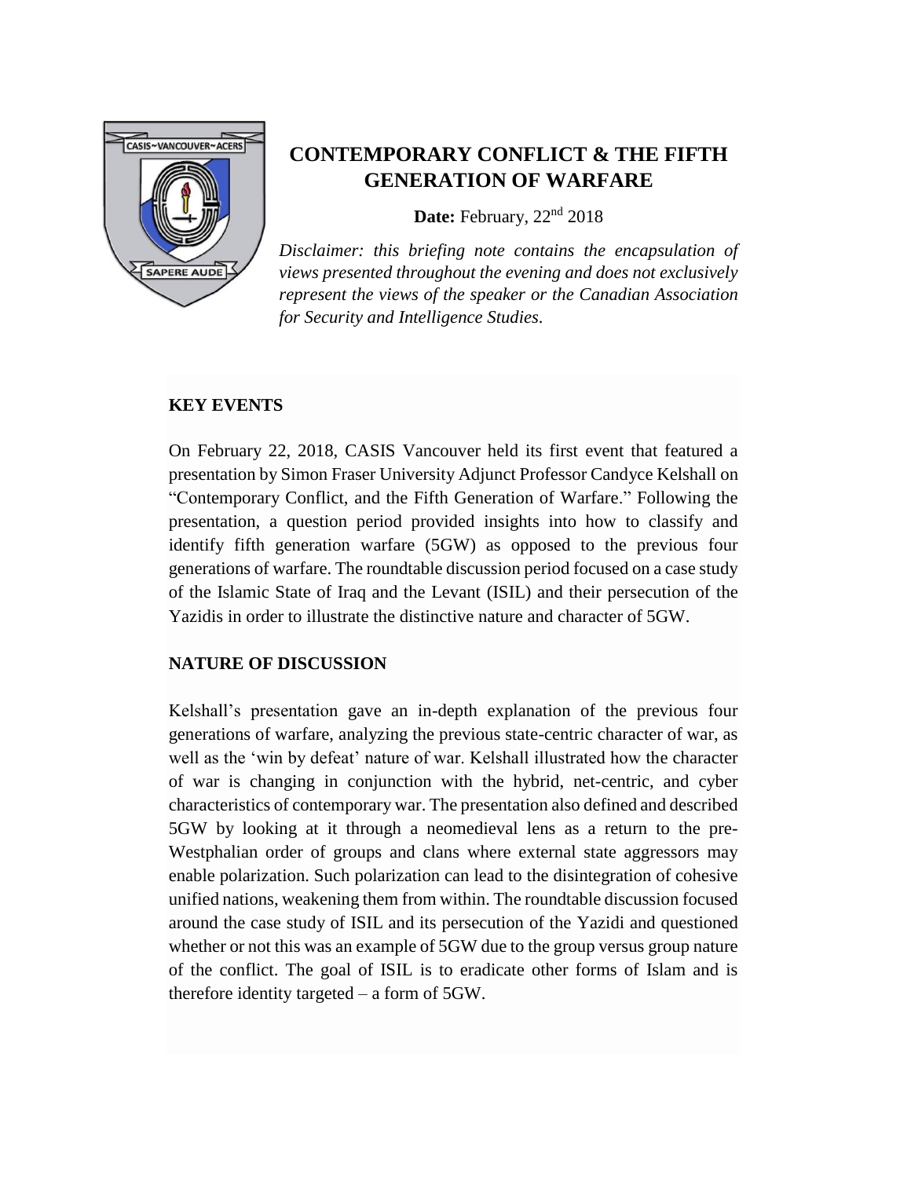# CONTEMPORARY CONFLICT & THE FIFTH GENERATION OF WARFARE

**Date:** February, 22nd 2018

*Disclaimer: this briefing note contains the encapsulation of views presented throughout the evening and does not exclusively represent the views of the speaker or the Canadian Association for Security and Intelligence Studies.*

## KEY EVENTS

On February 22, 2018, CASIS Vancouver held its first event that featured a presentation by Simon Fraser University Adjunct Professor Candyce Kelshall on "Contemporary Conflict, and the Fifth Generation of Warfare." Following the presentation, a question period provided insights into how to classify and identify fifth generation warfare (5GW) as opposed to the previous four generations of warfare. The roundtable discussion period focused on a case study of the Islamic State of Iraq and the Levant (ISIL) and their persecution of the Yazidis in order to illustrate the distinctive nature and character of 5GW.

## NATURE OF DISCUSSION

Kelshall's presentation gave an in-depth explanation of the previous four generations of warfare, analyzing the previous state-centric character of war, as well as the 'win by defeat' nature of war. Kelshall illustrated how the character of war is changing in conjunction with the hybrid, net-centric, and cyber characteristics of contemporary war. The presentation also defined and described 5GW by looking at it through a neomedieval lens as a return to the pre-Westphalian order of groups and clans where external state aggressors may enable polarization. Such polarization can lead to the disintegration of cohesive unified nations, weakening them from within. The roundtable discussion focused around the case study of ISIL and its persecution of the Yazidi and questioned whether or not this was an example of 5GW due to the group versus group nature of the conflict. The goal of ISIL is to eradicate other forms of Islam and is therefore identity targeted – a form of 5GW.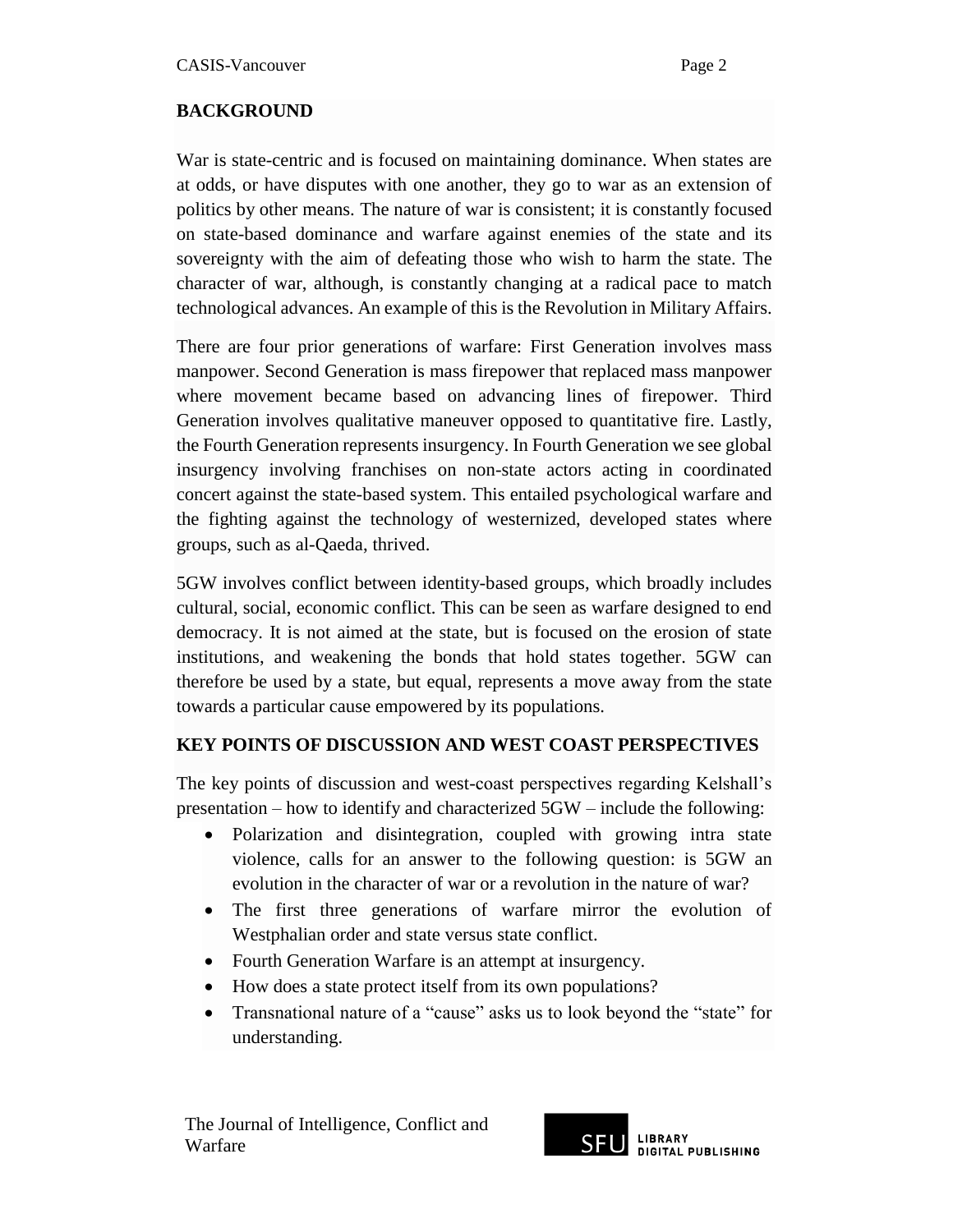## BACKGROUND

War is state-centric and is focused on maintaining dominance. When states are at odds, or have disputes with one another, they go to war as an extension of politics by other means. The nature of war is consistent; it is constantly focused on state-based dominance and warfare against enemies of the state and its sovereignty with the aim of defeating those who wish to harm the state. The character of war, although, is constantly changing at a radical pace to match technological advances. An example of this is the Revolution in Military Affairs.

There are four prior generations of warfare: First Generation involves mass manpower. Second Generation is mass firepower that replaced mass manpower where movement became based on advancing lines of firepower. Third Generation involves qualitative maneuver opposed to quantitative fire. Lastly, the Fourth Generation represents insurgency. In Fourth Generation we see global insurgency involving franchises on non-state actors acting in coordinated concert against the state-based system. This entailed psychological warfare and the fighting against the technology of westernized, developed states where groups, such as al-Qaeda, thrived.

5GW involves conflict between identity-based groups, which broadly includes cultural, social, economic conflict. This can be seen as warfare designed to end democracy. It is not aimed at the state, but is focused on the erosion of state institutions, and weakening the bonds that hold states together. 5GW can therefore be used by a state, but equal, represents a move away from the state towards a particular cause empowered by its populations.

## KEY POINTS OF DISCUSSION AND WEST COAST PERSPECTIVES

The key points of discussion and west-coast perspectives regarding Kelshall's presentation – how to identify and characterized 5GW – include the following:

- Polarization and disintegration, coupled with growing intra state violence, calls for an answer to the following question: is 5GW an evolution in the character of war or a revolution in the nature of war?
- The first three generations of warfare mirror the evolution of Westphalian order and state versus state conflict.
- Fourth Generation Warfare is an attempt at insurgency.
- How does a state protect itself from its own populations?
- Transnational nature of a "cause" asks us to look beyond the "state" for understanding.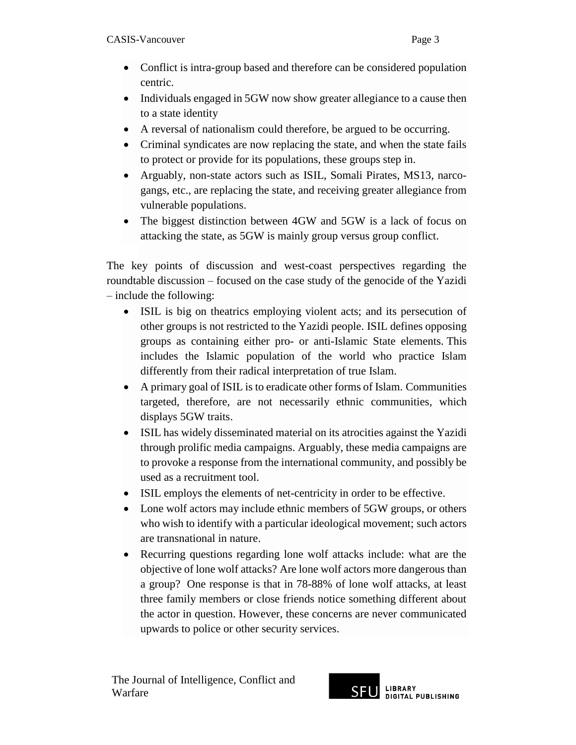- Conflict is intra-group based and therefore can be considered population centric.
- Individuals engaged in 5GW now show greater allegiance to a cause then to a state identity
- A reversal of nationalism could therefore, be argued to be occurring.
- Criminal syndicates are now replacing the state, and when the state fails to protect or provide for its populations, these groups step in.
- Arguably, non-state actors such as ISIL, Somali Pirates, MS13, narco-gangs, etc., are replacing the state, and receiving greater allegiance from vulnerable populations.
- The biggest distinction between 4GW and 5GW is a lack of focus on attacking the state, as 5GW is mainly group versus group conflict.

The key points of discussion and west-coast perspectives regarding the roundtable discussion – focused on the case study of the genocide of the Yazidi – include the following:

- ISIL is big on theatrics employing violent acts; and its persecution of other groups is not restricted to the Yazidi people. ISIL defines opposing groups as containing either pro- or anti-Islamic State elements. This includes the Islamic population of the world who practice Islam differently from their radical interpretation of true Islam.
- A primary goal of ISIL is to eradicate other forms of Islam. Communities targeted, therefore, are not necessarily ethnic communities, which displays 5GW traits.
- ISIL has widely disseminated material on its atrocities against the Yazidi through prolific media campaigns. Arguably, these media campaigns are to provoke a response from the international community, and possibly be used as a recruitment tool.
- ISIL employs the elements of net-centricity in order to be effective.
- Lone wolf actors may include ethnic members of 5GW groups, or others who wish to identify with a particular ideological movement; such actors are transnational in nature.
- Recurring questions regarding lone wolf attacks include: what are the objective of lone wolf attacks? Are lone wolf actors more dangerous than a group? One response is that in 78-88% of lone wolf attacks, at least three family members or close friends notice something different about the actor in question. However, these concerns are never communicated upwards to police or other security services.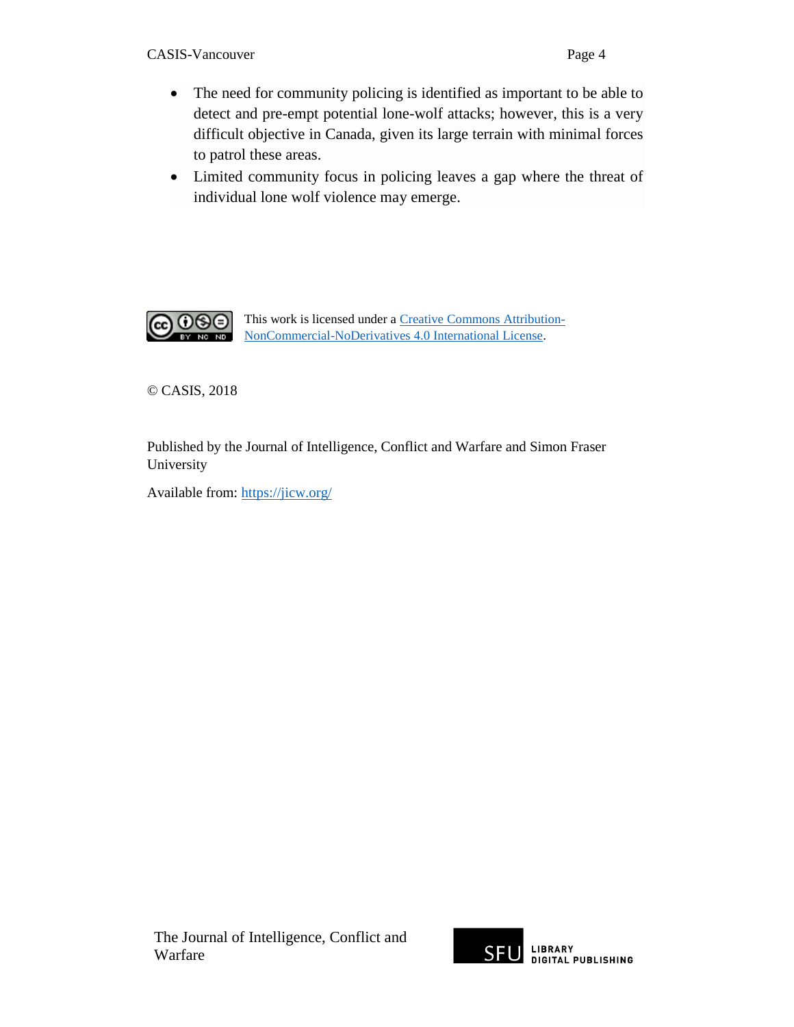- The need for community policing is identified as important to be able to detect and pre-empt potential lone-wolf attacks; however, this is a very difficult objective in Canada, given its large terrain with minimal forces to patrol these areas.
- Limited community focus in policing leaves a gap where the threat of individual lone wolf violence may emerge.

This work is licensed under a [Creative Commons Attribution-NonCommercial-NoDerivatives 4.0 International License](https://creativecommons.org/licenses/by-nc-nd/4.0/).

© CASIS, 2018

Published by the Journal of Intelligence, Conflict and Warfare and Simon Fraser University

Available from: [https://jicw.org/](https://jicw.org/)